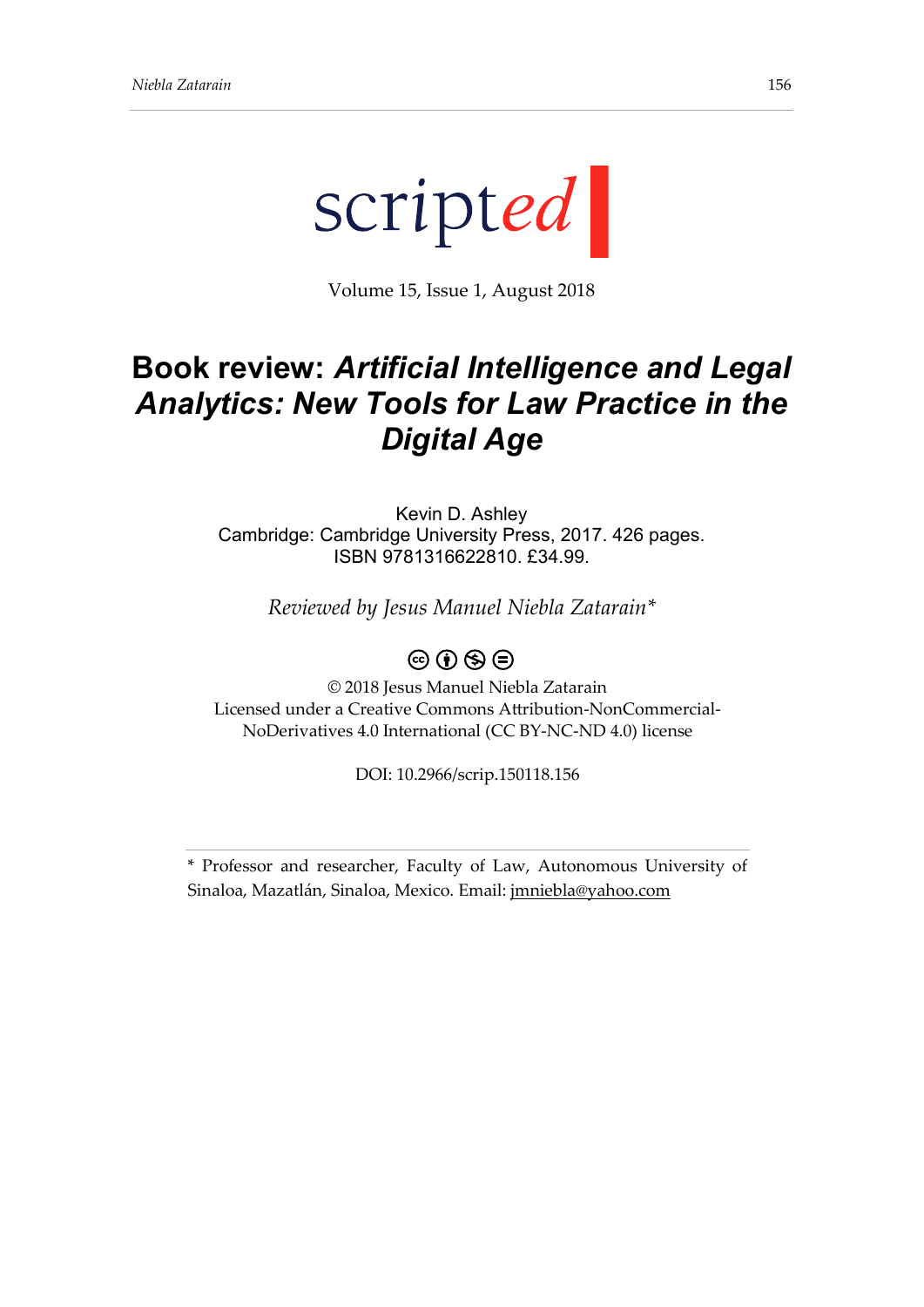scripted

Volume 15, Issue 1, August 2018

# Book review: *Artificial Intelligence and Legal Analytics: New Tools for Law Practice in the Digital Age*

Kevin D. Ashley
Cambridge: Cambridge University Press, 2017. 426 pages.
ISBN 9781316622810. £34.99.

*Reviewed by Jesus Manuel Niebla Zatarain**

© 2018 Jesus Manuel Niebla Zatarain
Licensed under a Creative Commons Attribution-NonCommercial-NoDerivatives 4.0 International (CC BY-NC-ND 4.0) license

DOI: 10.2966/scrip.150118.156

---

* Professor and researcher, Faculty of Law, Autonomous University of Sinaloa, Mazatlán, Sinaloa, Mexico. Email: jmniebla@yahoo.com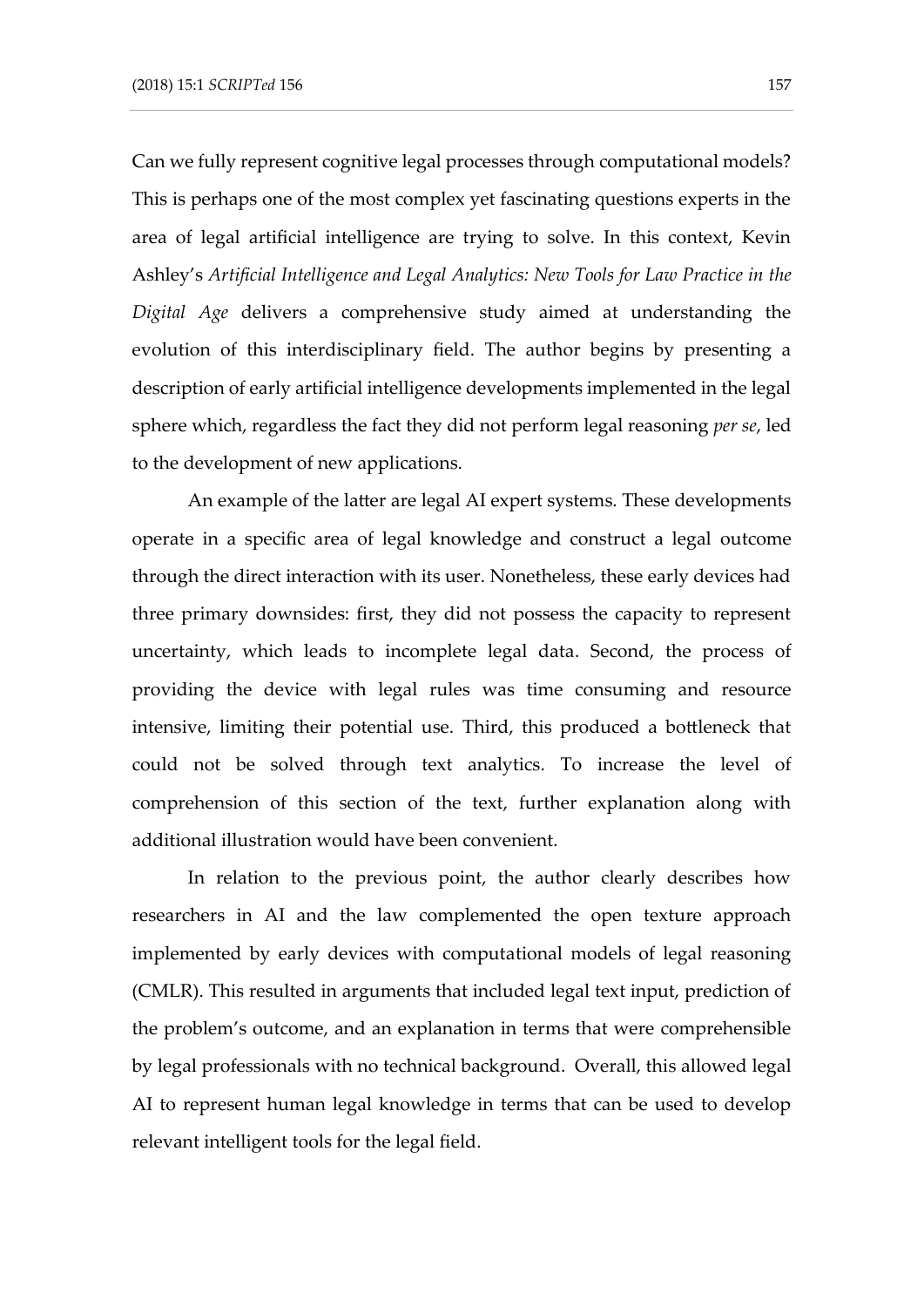Can we fully represent cognitive legal processes through computational models? This is perhaps one of the most complex yet fascinating questions experts in the area of legal artificial intelligence are trying to solve. In this context, Kevin Ashley's *Artificial Intelligence and Legal Analytics: New Tools for Law Practice in the Digital Age* delivers a comprehensive study aimed at understanding the evolution of this interdisciplinary field. The author begins by presenting a description of early artificial intelligence developments implemented in the legal sphere which, regardless the fact they did not perform legal reasoning *per se*, led to the development of new applications.

An example of the latter are legal AI expert systems. These developments operate in a specific area of legal knowledge and construct a legal outcome through the direct interaction with its user. Nonetheless, these early devices had three primary downsides: first, they did not possess the capacity to represent uncertainty, which leads to incomplete legal data. Second, the process of providing the device with legal rules was time consuming and resource intensive, limiting their potential use. Third, this produced a bottleneck that could not be solved through text analytics. To increase the level of comprehension of this section of the text, further explanation along with additional illustration would have been convenient.

In relation to the previous point, the author clearly describes how researchers in AI and the law complemented the open texture approach implemented by early devices with computational models of legal reasoning (CMLR). This resulted in arguments that included legal text input, prediction of the problem's outcome, and an explanation in terms that were comprehensible by legal professionals with no technical background. Overall, this allowed legal AI to represent human legal knowledge in terms that can be used to develop relevant intelligent tools for the legal field.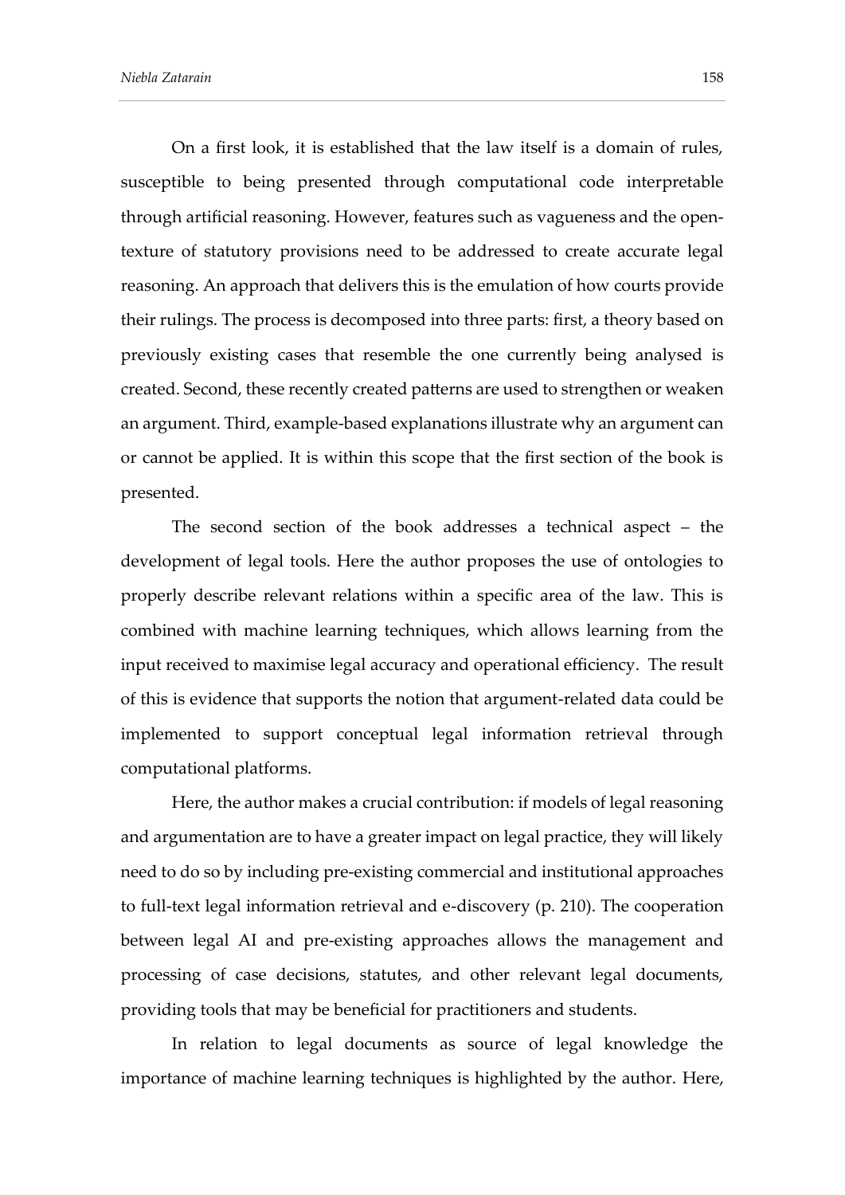On a first look, it is established that the law itself is a domain of rules, susceptible to being presented through computational code interpretable through artificial reasoning. However, features such as vagueness and the open-texture of statutory provisions need to be addressed to create accurate legal reasoning. An approach that delivers this is the emulation of how courts provide their rulings. The process is decomposed into three parts: first, a theory based on previously existing cases that resemble the one currently being analysed is created. Second, these recently created patterns are used to strengthen or weaken an argument. Third, example-based explanations illustrate why an argument can or cannot be applied. It is within this scope that the first section of the book is presented.

The second section of the book addresses a technical aspect – the development of legal tools. Here the author proposes the use of ontologies to properly describe relevant relations within a specific area of the law. This is combined with machine learning techniques, which allows learning from the input received to maximise legal accuracy and operational efficiency. The result of this is evidence that supports the notion that argument-related data could be implemented to support conceptual legal information retrieval through computational platforms.

Here, the author makes a crucial contribution: if models of legal reasoning and argumentation are to have a greater impact on legal practice, they will likely need to do so by including pre-existing commercial and institutional approaches to full-text legal information retrieval and e-discovery (p. 210). The cooperation between legal AI and pre-existing approaches allows the management and processing of case decisions, statutes, and other relevant legal documents, providing tools that may be beneficial for practitioners and students.

In relation to legal documents as source of legal knowledge the importance of machine learning techniques is highlighted by the author. Here,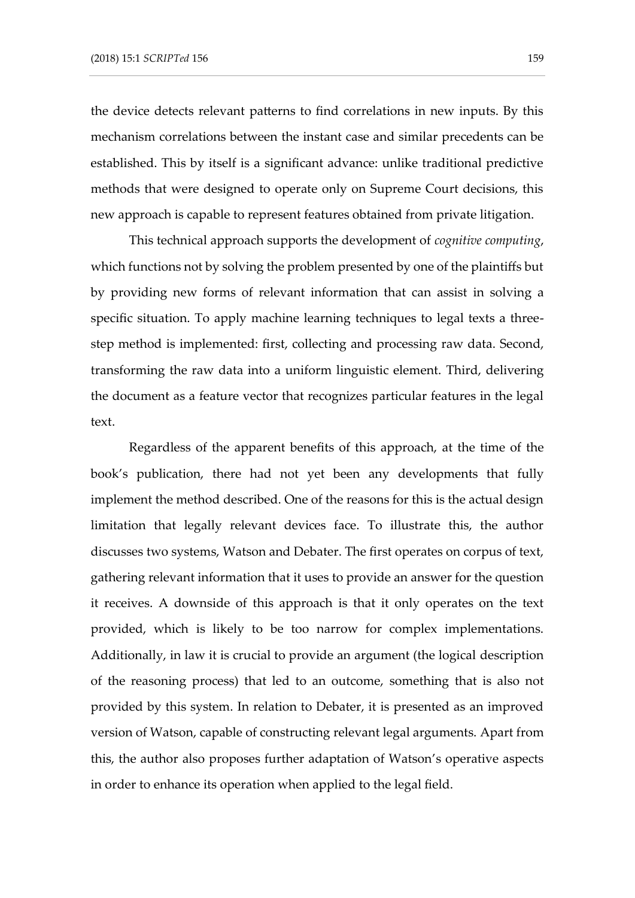the device detects relevant patterns to find correlations in new inputs. By this mechanism correlations between the instant case and similar precedents can be established. This by itself is a significant advance: unlike traditional predictive methods that were designed to operate only on Supreme Court decisions, this new approach is capable to represent features obtained from private litigation.

This technical approach supports the development of *cognitive computing*, which functions not by solving the problem presented by one of the plaintiffs but by providing new forms of relevant information that can assist in solving a specific situation. To apply machine learning techniques to legal texts a three-step method is implemented: first, collecting and processing raw data. Second, transforming the raw data into a uniform linguistic element. Third, delivering the document as a feature vector that recognizes particular features in the legal text.

Regardless of the apparent benefits of this approach, at the time of the book's publication, there had not yet been any developments that fully implement the method described. One of the reasons for this is the actual design limitation that legally relevant devices face. To illustrate this, the author discusses two systems, Watson and Debater. The first operates on corpus of text, gathering relevant information that it uses to provide an answer for the question it receives. A downside of this approach is that it only operates on the text provided, which is likely to be too narrow for complex implementations. Additionally, in law it is crucial to provide an argument (the logical description of the reasoning process) that led to an outcome, something that is also not provided by this system. In relation to Debater, it is presented as an improved version of Watson, capable of constructing relevant legal arguments. Apart from this, the author also proposes further adaptation of Watson's operative aspects in order to enhance its operation when applied to the legal field.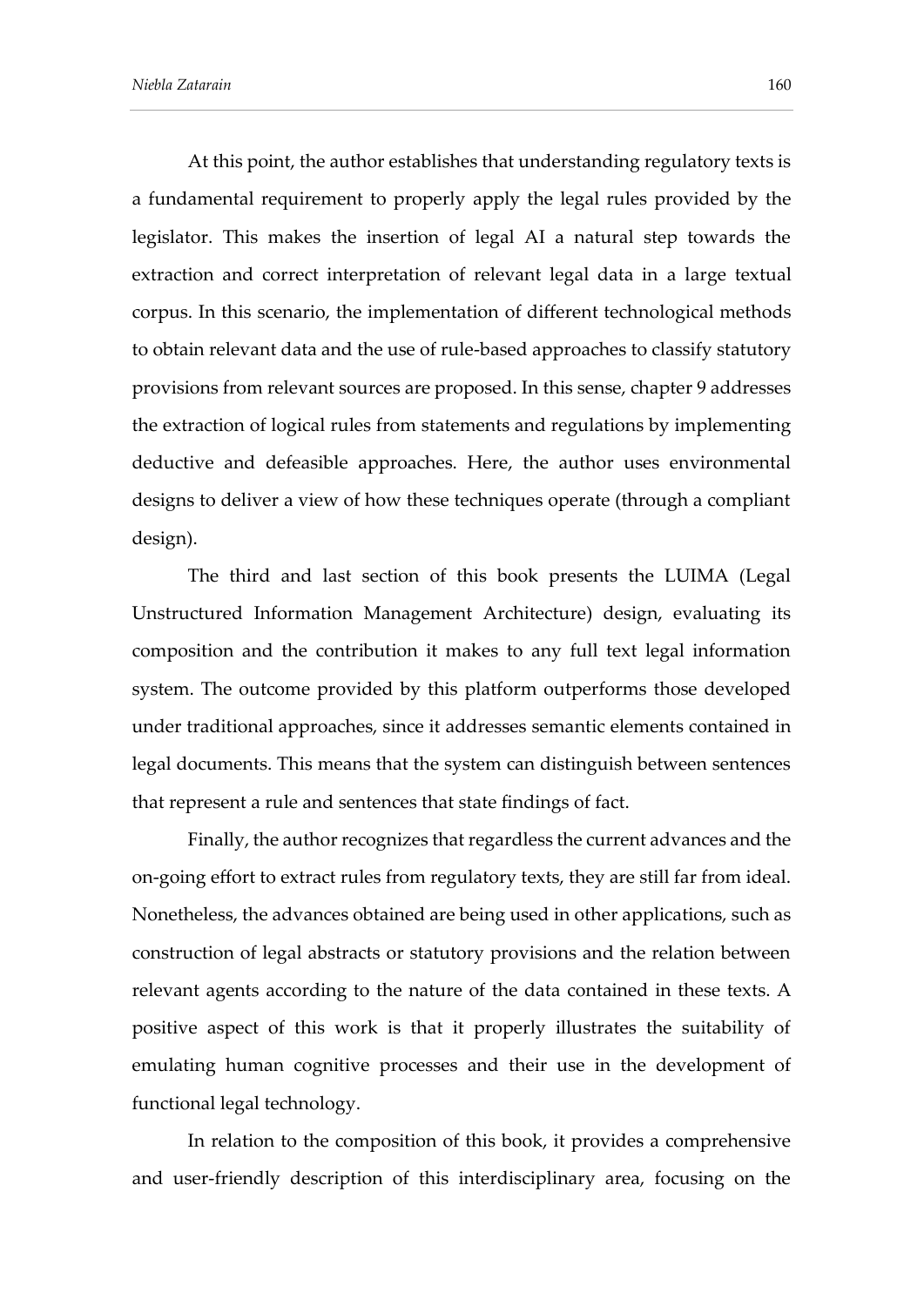At this point, the author establishes that understanding regulatory texts is a fundamental requirement to properly apply the legal rules provided by the legislator. This makes the insertion of legal AI a natural step towards the extraction and correct interpretation of relevant legal data in a large textual corpus. In this scenario, the implementation of different technological methods to obtain relevant data and the use of rule-based approaches to classify statutory provisions from relevant sources are proposed. In this sense, chapter 9 addresses the extraction of logical rules from statements and regulations by implementing deductive and defeasible approaches. Here, the author uses environmental designs to deliver a view of how these techniques operate (through a compliant design).

The third and last section of this book presents the LUIMA (Legal Unstructured Information Management Architecture) design, evaluating its composition and the contribution it makes to any full text legal information system. The outcome provided by this platform outperforms those developed under traditional approaches, since it addresses semantic elements contained in legal documents. This means that the system can distinguish between sentences that represent a rule and sentences that state findings of fact.

Finally, the author recognizes that regardless the current advances and the on-going effort to extract rules from regulatory texts, they are still far from ideal. Nonetheless, the advances obtained are being used in other applications, such as construction of legal abstracts or statutory provisions and the relation between relevant agents according to the nature of the data contained in these texts. A positive aspect of this work is that it properly illustrates the suitability of emulating human cognitive processes and their use in the development of functional legal technology.

In relation to the composition of this book, it provides a comprehensive and user-friendly description of this interdisciplinary area, focusing on the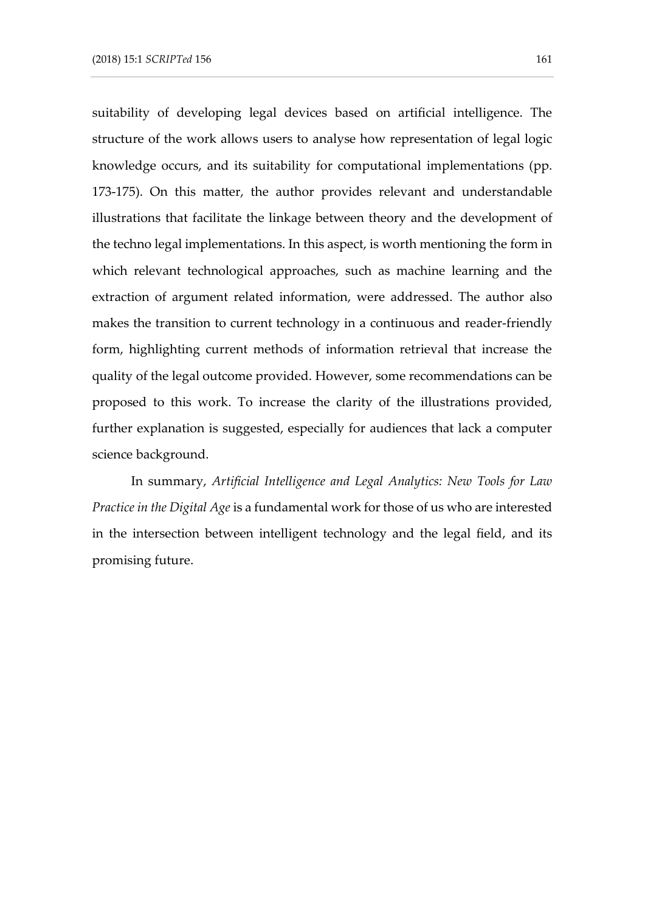suitability of developing legal devices based on artificial intelligence. The structure of the work allows users to analyse how representation of legal logic knowledge occurs, and its suitability for computational implementations (pp. 173-175). On this matter, the author provides relevant and understandable illustrations that facilitate the linkage between theory and the development of the techno legal implementations. In this aspect, is worth mentioning the form in which relevant technological approaches, such as machine learning and the extraction of argument related information, were addressed. The author also makes the transition to current technology in a continuous and reader-friendly form, highlighting current methods of information retrieval that increase the quality of the legal outcome provided. However, some recommendations can be proposed to this work. To increase the clarity of the illustrations provided, further explanation is suggested, especially for audiences that lack a computer science background.

In summary, *Artificial Intelligence and Legal Analytics: New Tools for Law Practice in the Digital Age* is a fundamental work for those of us who are interested in the intersection between intelligent technology and the legal field, and its promising future.